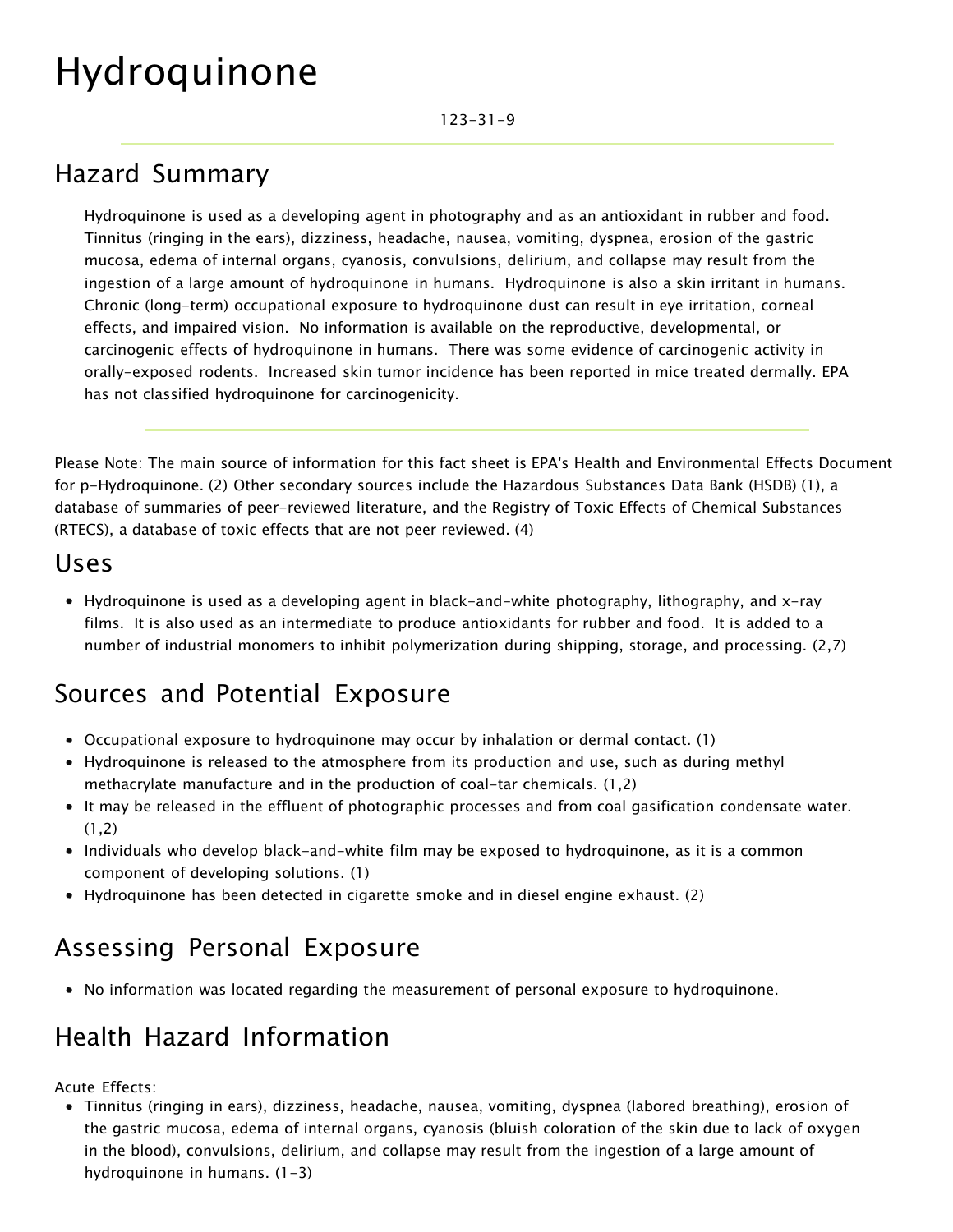# Hydroquinone

123-31-9

## Hazard Summary

Hydroquinone is used as a developing agent in photography and as an antioxidant in rubber and food. Tinnitus (ringing in the ears), dizziness, headache, nausea, vomiting, dyspnea, erosion of the gastric mucosa, edema of internal organs, cyanosis, convulsions, delirium, and collapse may result from the ingestion of a large amount of hydroquinone in humans. Hydroquinone is also a skin irritant in humans. Chronic (long-term) occupational exposure to hydroquinone dust can result in eye irritation, corneal effects, and impaired vision. No information is available on the reproductive, developmental, or carcinogenic effects of hydroquinone in humans. There was some evidence of carcinogenic activity in orally-exposed rodents. Increased skin tumor incidence has been reported in mice treated dermally. EPA has not classified hydroquinone for carcinogenicity.

Please Note: The main source of information for this fact sheet is EPA's Health and Environmental Effects Document for p-Hydroquinone. (2) Other secondary sources include the Hazardous Substances Data Bank (HSDB) (1), a database of summaries of peer-reviewed literature, and the Registry of Toxic Effects of Chemical Substances (RTECS), a database of toxic effects that are not peer reviewed. (4)

## Uses

- Hydroquinone is used as a developing agent in black-and-white photography, lithography, and x-ray films. It is also used as an intermediate to produce antioxidants for rubber and food. It is added to a number of industrial monomers to inhibit polymerization during shipping, storage, and processing. (2,7)

## Sources and Potential Exposure

- Occupational exposure to hydroquinone may occur by inhalation or dermal contact. (1)
- Hydroquinone is released to the atmosphere from its production and use, such as during methyl methacrylate manufacture and in the production of coal-tar chemicals. (1,2)
- It may be released in the effluent of photographic processes and from coal gasification condensate water. (1,2)
- Individuals who develop black-and-white film may be exposed to hydroquinone, as it is a common component of developing solutions. (1)
- Hydroquinone has been detected in cigarette smoke and in diesel engine exhaust. (2)

## Assessing Personal Exposure

- No information was located regarding the measurement of personal exposure to hydroquinone.

## Health Hazard Information

Acute Effects:

- Tinnitus (ringing in ears), dizziness, headache, nausea, vomiting, dyspnea (labored breathing), erosion of the gastric mucosa, edema of internal organs, cyanosis (bluish coloration of the skin due to lack of oxygen in the blood), convulsions, delirium, and collapse may result from the ingestion of a large amount of hydroquinone in humans. (1-3)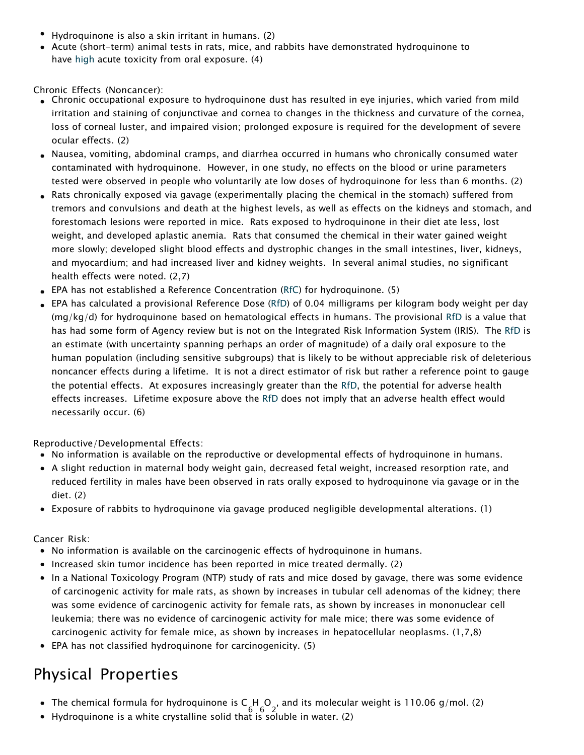- Hydroquinone is also a skin irritant in humans. (2)
- Acute (short-term) animal tests in rats, mice, and rabbits have demonstrated hydroquinone to have high acute toxicity from oral exposure. (4)

Chronic Effects (Noncancer):

- Chronic occupational exposure to hydroquinone dust has resulted in eye injuries, which varied from mild irritation and staining of conjunctivae and cornea to changes in the thickness and curvature of the cornea, loss of corneal luster, and impaired vision; prolonged exposure is required for the development of severe ocular effects. (2)
- Nausea, vomiting, abdominal cramps, and diarrhea occurred in humans who chronically consumed water contaminated with hydroquinone. However, in one study, no effects on the blood or urine parameters tested were observed in people who voluntarily ate low doses of hydroquinone for less than 6 months. (2)
- Rats chronically exposed via gavage (experimentally placing the chemical in the stomach) suffered from tremors and convulsions and death at the highest levels, as well as effects on the kidneys and stomach, and forestomach lesions were reported in mice. Rats exposed to hydroquinone in their diet ate less, lost weight, and developed aplastic anemia. Rats that consumed the chemical in their water gained weight more slowly; developed slight blood effects and dystrophic changes in the small intestines, liver, kidneys, and myocardium; and had increased liver and kidney weights. In several animal studies, no significant health effects were noted. (2,7)
- EPA has not established a Reference Concentration (RfC) for hydroquinone. (5)
- EPA has calculated a provisional Reference Dose (RfD) of 0.04 milligrams per kilogram body weight per day (mg/kg/d) for hydroquinone based on hematological effects in humans. The provisional RfD is a value that has had some form of Agency review but is not on the Integrated Risk Information System (IRIS). The RfD is an estimate (with uncertainty spanning perhaps an order of magnitude) of a daily oral exposure to the human population (including sensitive subgroups) that is likely to be without appreciable risk of deleterious noncancer effects during a lifetime. It is not a direct estimator of risk but rather a reference point to gauge the potential effects. At exposures increasingly greater than the RfD, the potential for adverse health effects increases. Lifetime exposure above the RfD does not imply that an adverse health effect would necessarily occur. (6)

Reproductive/Developmental Effects:

- No information is available on the reproductive or developmental effects of hydroquinone in humans.
- A slight reduction in maternal body weight gain, decreased fetal weight, increased resorption rate, and reduced fertility in males have been observed in rats orally exposed to hydroquinone via gavage or in the diet. (2)
- Exposure of rabbits to hydroquinone via gavage produced negligible developmental alterations. (1)

Cancer Risk:

- No information is available on the carcinogenic effects of hydroquinone in humans.
- Increased skin tumor incidence has been reported in mice treated dermally. (2)
- In a National Toxicology Program (NTP) study of rats and mice dosed by gavage, there was some evidence of carcinogenic activity for male rats, as shown by increases in tubular cell adenomas of the kidney; there was some evidence of carcinogenic activity for female rats, as shown by increases in mononuclear cell leukemia; there was no evidence of carcinogenic activity for male mice; there was some evidence of carcinogenic activity for female mice, as shown by increases in hepatocellular neoplasms. (1,7,8)
- EPA has not classified hydroquinone for carcinogenicity. (5)

## Physical Properties

- The chemical formula for hydroquinone is $C_6H_6O_2$, and its molecular weight is 110.06 g/mol. (2)
- Hydroquinone is a white crystalline solid that is soluble in water. (2)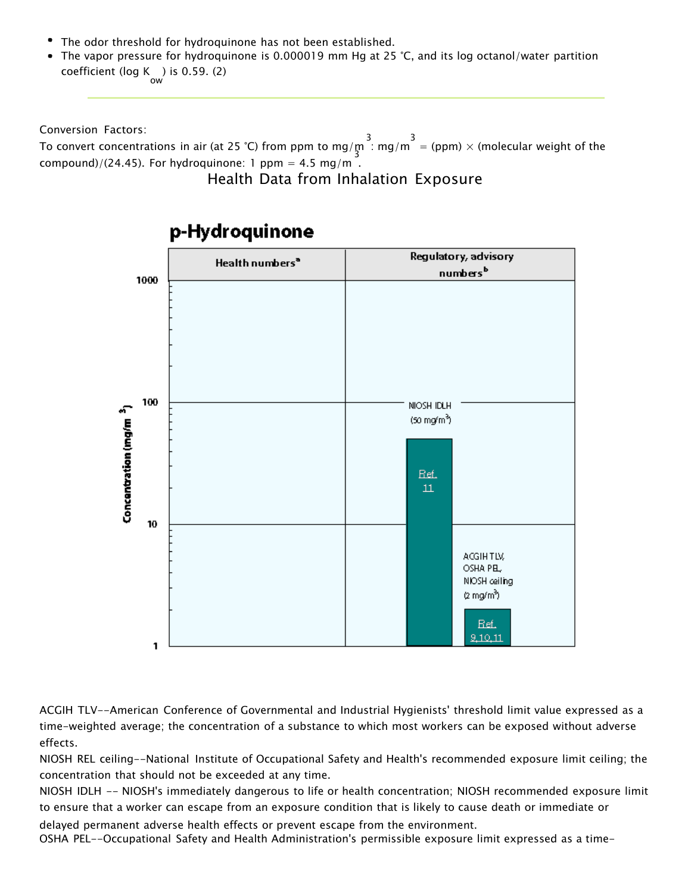- The odor threshold for hydroquinone has not been established.
- The vapor pressure for hydroquinone is 0.000019 mm Hg at 25 °C, and its log octanol/water partition coefficient (log $K_{ow}$) is 0.59. (2)

---

Conversion Factors:
To convert concentrations in air (at 25 °C) from ppm to $mg/m^3$: $mg/m^3$ = (ppm) × (molecular weight of the compound)/(24.45). For hydroquinone: 1 ppm = 4.5 $mg/m^3$.

## Health Data from Inhalation Exposure

**p-Hydroquinone**

| | Health numbers[a] | Regulatory, advisory numbers[b] |
|---|---|---|
| NIOSH IDLH (50 $mg/m^3$) | | Ref. 11 |
| ACGIH TLV, OSHA PEL, NIOSH ceiling (2 $mg/m^3$) | | Ref. 9,10,11 |

Concentration ($mg/m^3$): 1, 10, 100, 1000

ACGIH TLV--American Conference of Governmental and Industrial Hygienists' threshold limit value expressed as a time-weighted average; the concentration of a substance to which most workers can be exposed without adverse effects.

NIOSH REL ceiling--National Institute of Occupational Safety and Health's recommended exposure limit ceiling; the concentration that should not be exceeded at any time.

NIOSH IDLH -- NIOSH's immediately dangerous to life or health concentration; NIOSH recommended exposure limit to ensure that a worker can escape from an exposure condition that is likely to cause death or immediate or delayed permanent adverse health effects or prevent escape from the environment.

OSHA PEL--Occupational Safety and Health Administration's permissible exposure limit expressed as a time-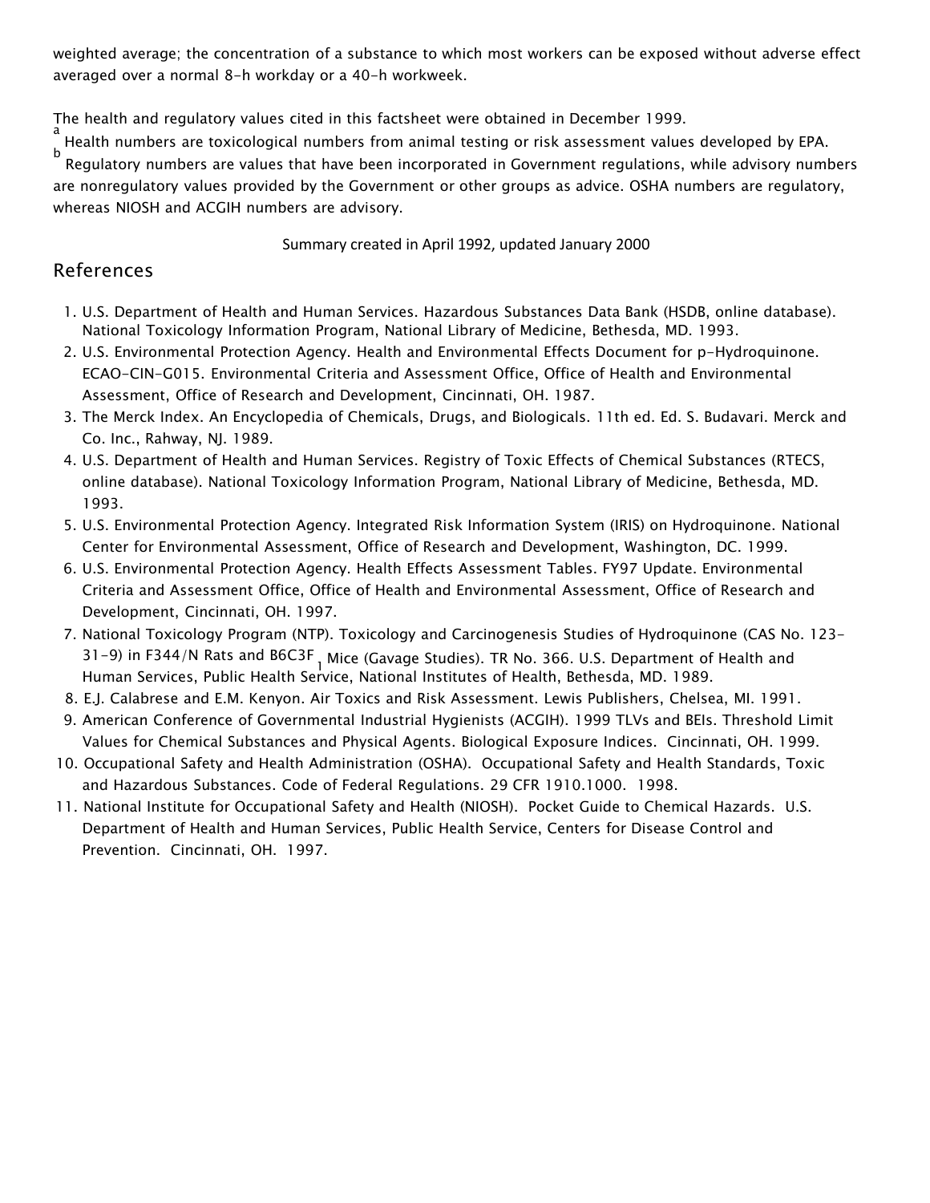weighted average; the concentration of a substance to which most workers can be exposed without adverse effect averaged over a normal 8-h workday or a 40-h workweek.

The health and regulatory values cited in this factsheet were obtained in December 1999.

[a] Health numbers are toxicological numbers from animal testing or risk assessment values developed by EPA.

[b] Regulatory numbers are values that have been incorporated in Government regulations, while advisory numbers are nonregulatory values provided by the Government or other groups as advice. OSHA numbers are regulatory, whereas NIOSH and ACGIH numbers are advisory.

Summary created in April 1992, updated January 2000

## References

1. U.S. Department of Health and Human Services. Hazardous Substances Data Bank (HSDB, online database). National Toxicology Information Program, National Library of Medicine, Bethesda, MD. 1993.
2. U.S. Environmental Protection Agency. Health and Environmental Effects Document for p-Hydroquinone. ECAO-CIN-G015. Environmental Criteria and Assessment Office, Office of Health and Environmental Assessment, Office of Research and Development, Cincinnati, OH. 1987.
3. The Merck Index. An Encyclopedia of Chemicals, Drugs, and Biologicals. 11th ed. Ed. S. Budavari. Merck and Co. Inc., Rahway, NJ. 1989.
4. U.S. Department of Health and Human Services. Registry of Toxic Effects of Chemical Substances (RTECS, online database). National Toxicology Information Program, National Library of Medicine, Bethesda, MD. 1993.
5. U.S. Environmental Protection Agency. Integrated Risk Information System (IRIS) on Hydroquinone. National Center for Environmental Assessment, Office of Research and Development, Washington, DC. 1999.
6. U.S. Environmental Protection Agency. Health Effects Assessment Tables. FY97 Update. Environmental Criteria and Assessment Office, Office of Health and Environmental Assessment, Office of Research and Development, Cincinnati, OH. 1997.
7. National Toxicology Program (NTP). Toxicology and Carcinogenesis Studies of Hydroquinone (CAS No. 123-31-9) in F344/N Rats and $B6C3F_1$ Mice (Gavage Studies). TR No. 366. U.S. Department of Health and Human Services, Public Health Service, National Institutes of Health, Bethesda, MD. 1989.
8. E.J. Calabrese and E.M. Kenyon. Air Toxics and Risk Assessment. Lewis Publishers, Chelsea, MI. 1991.
9. American Conference of Governmental Industrial Hygienists (ACGIH). 1999 TLVs and BEIs. Threshold Limit Values for Chemical Substances and Physical Agents. Biological Exposure Indices. Cincinnati, OH. 1999.
10. Occupational Safety and Health Administration (OSHA). Occupational Safety and Health Standards, Toxic and Hazardous Substances. Code of Federal Regulations. 29 CFR 1910.1000. 1998.
11. National Institute for Occupational Safety and Health (NIOSH). Pocket Guide to Chemical Hazards. U.S. Department of Health and Human Services, Public Health Service, Centers for Disease Control and Prevention. Cincinnati, OH. 1997.